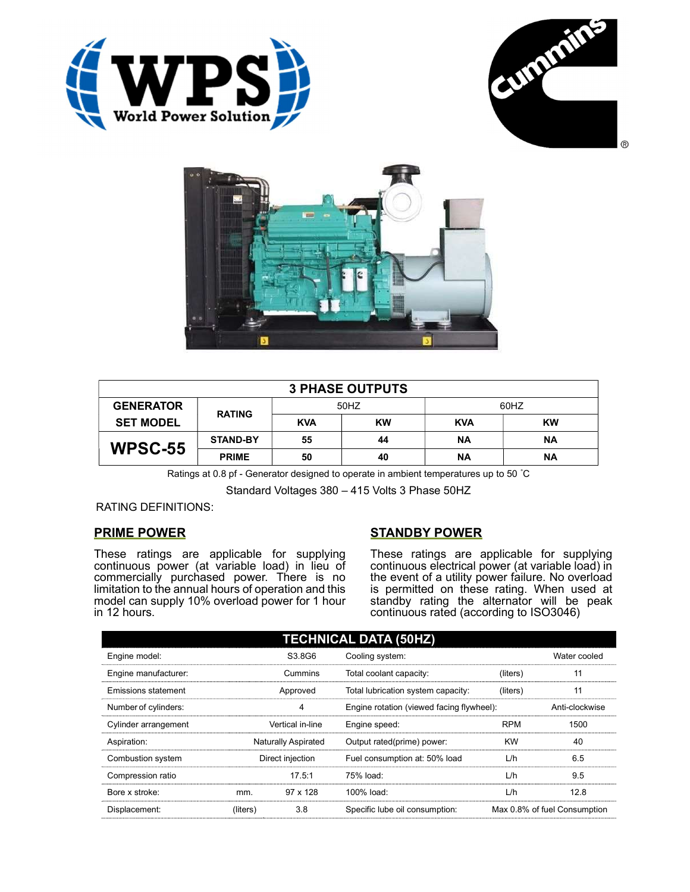## 3 PHASE OUTPUTS

| GENERATOR SET MODEL | RATING | 50HZ | | 60HZ | |
|---|---|---|---|---|---|
| | | KVA | KW | KVA | KW |
| WPSC-55 | STAND-BY | 55 | 44 | NA | NA |
| | PRIME | 50 | 40 | NA | NA |

Ratings at 0.8 pf - Generator designed to operate in ambient temperatures up to 50 ˚C

Standard Voltages 380 – 415 Volts 3 Phase 50HZ

RATING DEFINITIONS:

### PRIME POWER

These ratings are applicable for supplying continuous power (at variable load) in lieu of commercially purchased power. There is no limitation to the annual hours of operation and this model can supply 10% overload power for 1 hour in 12 hours.

### STANDBY POWER

These ratings are applicable for supplying continuous electrical power (at variable load) in the event of a utility power failure. No overload is permitted on these rating. When used at standby rating the alternator will be peak continuous rated (according to ISO3046)

## TECHNICAL DATA (50HZ)

| | | | | | |
|---|---|---|---|---|---|
| Engine model: | | S3.8G6 | Cooling system: | | Water cooled |
| Engine manufacturer: | | Cummins | Total coolant capacity: | (liters) | 11 |
| Emissions statement | | Approved | Total lubrication system capacity: | (liters) | 11 |
| Number of cylinders: | | 4 | Engine rotation (viewed facing flywheel): | | Anti-clockwise |
| Cylinder arrangement | | Vertical in-line | Engine speed: | RPM | 1500 |
| Aspiration: | | Naturally Aspirated | Output rated(prime) power: | KW | 40 |
| Combustion system | | Direct injection | Fuel consumption at: 50% load | L/h | 6.5 |
| Compression ratio | | 17.5:1 | 75% load: | L/h | 9.5 |
| Bore x stroke: | mm. | 97 x 128 | 100% load: | L/h | 12.8 |
| Displacement: | (liters) | 3.8 | Specific lube oil consumption: | | Max 0.8% of fuel Consumption |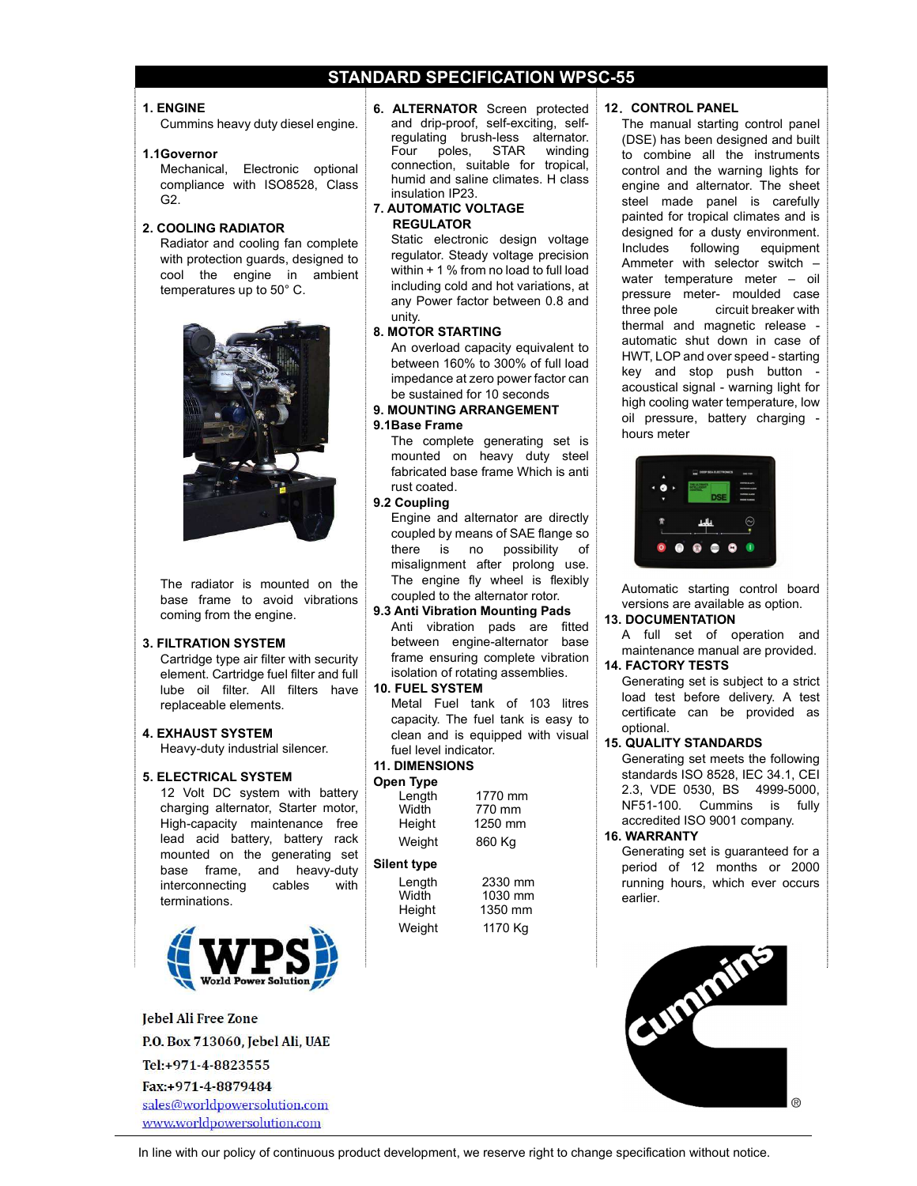# STANDARD SPECIFICATION WPSC-55

## 1. ENGINE

Cummins heavy duty diesel engine.

### 1.1Governor

Mechanical, Electronic optional compliance with ISO8528, Class G2.

## 2. COOLING RADIATOR

Radiator and cooling fan complete with protection guards, designed to cool the engine in ambient temperatures up to 50° C.

The radiator is mounted on the base frame to avoid vibrations coming from the engine.

## 3. FILTRATION SYSTEM

Cartridge type air filter with security element. Cartridge fuel filter and full lube oil filter. All filters have replaceable elements.

## 4. EXHAUST SYSTEM

Heavy-duty industrial silencer.

## 5. ELECTRICAL SYSTEM

12 Volt DC system with battery charging alternator, Starter motor, High-capacity maintenance free lead acid battery, battery rack mounted on the generating set base frame, and heavy-duty interconnecting cables with terminations.

## 6. ALTERNATOR

Screen protected and drip-proof, self-exciting, self-regulating brush-less alternator. Four poles, STAR winding connection, suitable for tropical, humid and saline climates. H class insulation IP23.

## 7. AUTOMATIC VOLTAGE REGULATOR

Static electronic design voltage regulator. Steady voltage precision within + 1 % from no load to full load including cold and hot variations, at any Power factor between 0.8 and unity.

## 8. MOTOR STARTING

An overload capacity equivalent to between 160% to 300% of full load impedance at zero power factor can be sustained for 10 seconds

## 9. MOUNTING ARRANGEMENT

### 9.1Base Frame

The complete generating set is mounted on heavy duty steel fabricated base frame Which is anti rust coated.

### 9.2 Coupling

Engine and alternator are directly coupled by means of SAE flange so there is no possibility of misalignment after prolong use. The engine fly wheel is flexibly coupled to the alternator rotor.

### 9.3 Anti Vibration Mounting Pads

Anti vibration pads are fitted between engine-alternator base frame ensuring complete vibration isolation of rotating assemblies.

## 10. FUEL SYSTEM

Metal Fuel tank of 103 litres capacity. The fuel tank is easy to clean and is equipped with visual fuel level indicator.

## 11. DIMENSIONS

**Open Type**

| | |
|---|---|
| Length | 1770 mm |
| Width | 770 mm |
| Height | 1250 mm |
| Weight | 860 Kg |

**Silent type**

| | |
|---|---|
| Length | 2330 mm |
| Width | 1030 mm |
| Height | 1350 mm |
| Weight | 1170 Kg |

## 12. CONTROL PANEL

The manual starting control panel (DSE) has been designed and built to combine all the instruments control and the warning lights for engine and alternator. The sheet steel made panel is carefully painted for tropical climates and is designed for a dusty environment. Includes following equipment Ammeter with selector switch – water temperature meter – oil pressure meter- moulded case three pole circuit breaker with thermal and magnetic release - automatic shut down in case of HWT, LOP and over speed - starting key and stop push button - acoustical signal - warning light for high cooling water temperature, low oil pressure, battery charging - hours meter

Automatic starting control board versions are available as option.

## 13. DOCUMENTATION

A full set of operation and maintenance manual are provided.

## 14. FACTORY TESTS

Generating set is subject to a strict load test before delivery. A test certificate can be provided as optional.

## 15. QUALITY STANDARDS

Generating set meets the following standards ISO 8528, IEC 34.1, CEI 2.3, VDE 0530, BS 4999-5000, NF51-100. Cummins is fully accredited ISO 9001 company.

## 16. WARRANTY

Generating set is guaranteed for a period of 12 months or 2000 running hours, which ever occurs earlier.

WPS World Power Solution

Jebel Ali Free Zone
P.O. Box 713060, Jebel Ali, UAE
Tel:+971-4-8823555
Fax:+971-4-8879484
sales@worldpowersolution.com
www.worldpowersolution.com

Cummins®

In line with our policy of continuous product development, we reserve right to change specification without notice.